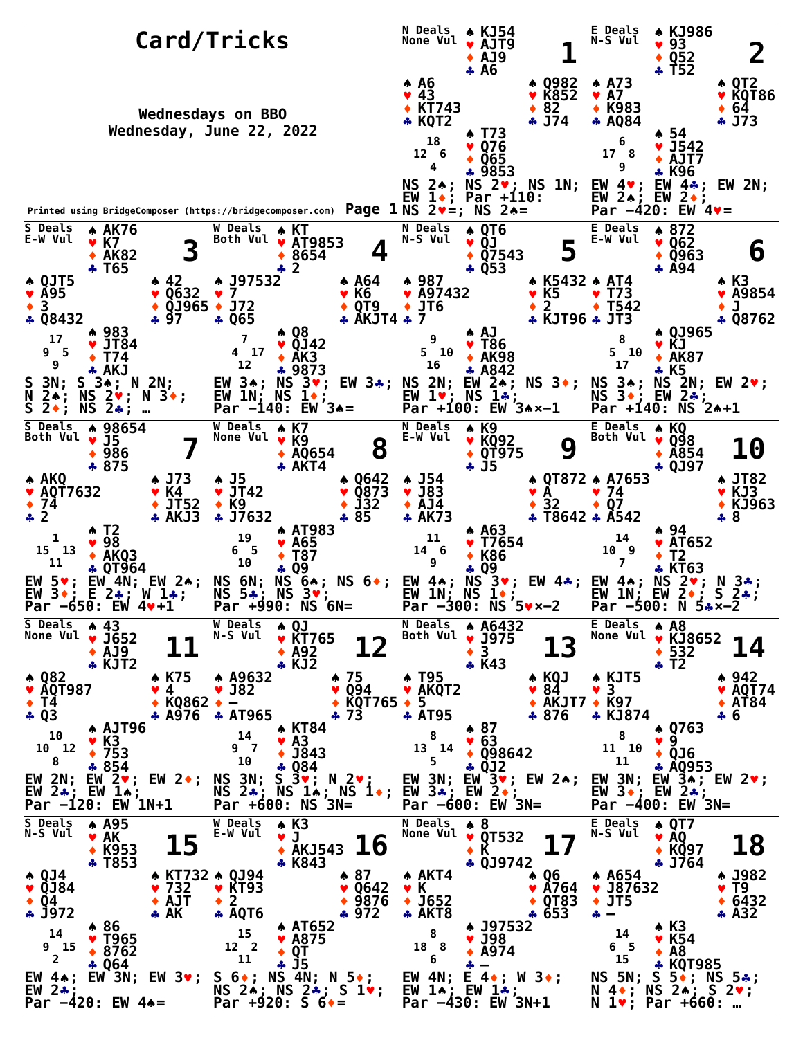# Card/Tricks

Wednesdays on BBO
Wednesday, June 22, 2022

Printed using BridgeComposer (https://bridgecomposer.com)

---

## Board 1
N Deals, None Vul

North: ♠ KJ54 ♥ AJT9 ♦ AJ9 ♣ A6
West: ♠ A6 ♥ 43 ♦ KT743 ♣ KQT2
East: ♠ Q982 ♥ K852 ♦ 82 ♣ J74
South: ♠ T73 ♥ Q76 ♦ Q65 ♣ 9853

HCP: N 18, W 12, E 6, S 4

NS 2♠; NS 2♥; NS 1N; EW 1♦; Par +110: NS 2♥=; NS 2♠=

## Board 2
E Deals, N-S Vul

North: ♠ KJ986 ♥ 93 ♦ Q52 ♣ T52
West: ♠ A73 ♥ A7 ♦ K983 ♣ AQ84
East: ♠ QT2 ♥ KQT86 ♦ 64 ♣ J73
South: ♠ 54 ♥ J542 ♦ AJT7 ♣ K96

HCP: N 6, W 17, E 8, S 9

EW 4♥; EW 4♣; EW 2N; EW 2♠; EW 2♦; Par −420: EW 4♥=

## Board 3
S Deals, E-W Vul

North: ♠ AK76 ♥ K7 ♦ AK82 ♣ T65
West: ♠ QJT5 ♥ A95 ♦ 3 ♣ Q8432
East: ♠ 42 ♥ Q632 ♦ QJ965 ♣ 97
South: ♠ 983 ♥ JT84 ♦ T74 ♣ AKJ

HCP: N 17, W 9, E 5, S 9

S 3N; S 3♠; N 2N; N 2♠; NS 2♥; N 3♦; S 2♦; NS 2♣; …

## Board 4
W Deals, Both Vul

North: ♠ KT ♥ AT9853 ♦ 8654 ♣ 2
West: ♠ J97532 ♥ 7 ♦ J72 ♣ Q65
East: ♠ A64 ♥ K6 ♦ QT9 ♣ AKJT4
South: ♠ Q8 ♥ QJ42 ♦ AK3 ♣ 9873

HCP: N 7, W 4, E 17, S 12

EW 3♠; NS 3♥; EW 3♣; EW 1N; NS 1♦; Par −140: EW 3♠=

## Board 5
N Deals, N-S Vul

North: ♠ QT6 ♥ QJ ♦ Q7543 ♣ Q53
West: ♠ 987 ♥ A97432 ♦ JT6 ♣ 7
East: ♠ K5432 ♥ K5 ♦ 2 ♣ KJT96
South: ♠ AJ ♥ T86 ♦ AK98 ♣ A842

HCP: N 9, W 5, E 10, S 16

NS 2N; EW 2♠; NS 3♦; EW 1♥; NS 1♣; Par +100: EW 3♠×−1

## Board 6
E Deals, E-W Vul

North: ♠ 872 ♥ Q62 ♦ Q963 ♣ A94
West: ♠ AT4 ♥ T73 ♦ T542 ♣ JT3
East: ♠ K3 ♥ A9854 ♦ J ♣ Q8762
South: ♠ QJ965 ♥ KJ ♦ AK87 ♣ K5

HCP: N 8, W 5, E 10, S 17

NS 3♠; NS 2N; EW 2♥; NS 3♦; EW 2♣; Par +140: NS 2♠+1

## Board 7
S Deals, Both Vul

North: ♠ 98654 ♥ J5 ♦ 986 ♣ 875
West: ♠ AKQ ♥ AQT7632 ♦ 74 ♣ 2
East: ♠ J73 ♥ K4 ♦ JT52 ♣ AKJ3
South: ♠ T2 ♥ 98 ♦ AKQ3 ♣ QT964

HCP: N 1, W 15, E 13, S 11

EW 5♥; EW 4N; EW 2♠; EW 3♦; E 2♣; W 1♣; Par −650: EW 4♥+1

## Board 8
W Deals, None Vul

North: ♠ K7 ♥ K9 ♦ AQ654 ♣ AKT4
West: ♠ J5 ♥ JT42 ♦ K9 ♣ J7632
East: ♠ Q642 ♥ Q873 ♦ J32 ♣ 85
South: ♠ AT983 ♥ A65 ♦ T87 ♣ Q9

HCP: N 19, W 6, E 5, S 10

NS 6N; NS 6♠; NS 6♦; NS 5♣; NS 3♥; Par +990: NS 6N=

## Board 9
N Deals, E-W Vul

North: ♠ K9 ♥ KQ92 ♦ QT975 ♣ J5
West: ♠ J54 ♥ J83 ♦ AJ4 ♣ AK73
East: ♠ QT872 ♥ A ♦ 32 ♣ T8642
South: ♠ A63 ♥ T7654 ♦ K86 ♣ Q9

HCP: N 11, W 14, E 6, S 9

EW 4♠; NS 3♥; EW 4♣; EW 1N; NS 1♦; Par −300: NS 5♥×−2

## Board 10
E Deals, Both Vul

North: ♠ KQ ♥ Q98 ♦ A854 ♣ QJ97
West: ♠ A7653 ♥ 74 ♦ Q7 ♣ A542
East: ♠ JT82 ♥ KJ3 ♦ KJ963 ♣ 8
South: ♠ 94 ♥ AT652 ♦ T2 ♣ KT63

HCP: N 14, W 10, E 9, S 7

EW 4♠; NS 2♥; N 3♣; EW 1N; EW 2♦; S 2♣; Par −500: N 5♣×−2

## Board 11
S Deals, None Vul

North: ♠ 43 ♥ J652 ♦ AJ9 ♣ KJT2
West: ♠ Q82 ♥ AQT987 ♦ T4 ♣ Q3
East: ♠ K75 ♥ 4 ♦ KQ862 ♣ A976
South: ♠ AJT96 ♥ K3 ♦ 753 ♣ 854

HCP: N 10, W 10, E 12, S 8

EW 2N; EW 2♥; EW 2♦; EW 2♣; EW 1♠; Par −120: EW 1N+1

## Board 12
W Deals, N-S Vul

North: ♠ QJ ♥ KT765 ♦ A92 ♣ KJ2
West: ♠ A9632 ♥ J82 ♦ — ♣ AT965
East: ♠ 75 ♥ Q94 ♦ KQT765 ♣ 73
South: ♠ KT84 ♥ A3 ♦ J843 ♣ Q84

HCP: N 14, W 9, E 7, S 10

NS 3N; S 3♥; N 2♥; NS 2♣; NS 1♠; NS 1♦; Par +600: NS 3N=

## Board 13
N Deals, Both Vul

North: ♠ A6432 ♥ J975 ♦ 3 ♣ K43
West: ♠ T95 ♥ AKQT2 ♦ 5 ♣ AT95
East: ♠ KQJ ♥ 84 ♦ AKJT7 ♣ 876
South: ♠ 87 ♥ 63 ♦ Q98642 ♣ QJ2

HCP: N 8, W 13, E 14, S 5

EW 3N; EW 3♥; EW 2♠; EW 3♣; EW 2♦; Par −600: EW 3N=

## Board 14
E Deals, None Vul

North: ♠ A8 ♥ KJ8652 ♦ 532 ♣ T2
West: ♠ KJT5 ♥ 3 ♦ K97 ♣ KJ874
East: ♠ 942 ♥ AQT74 ♦ AT84 ♣ 6
South: ♠ Q763 ♥ 9 ♦ QJ6 ♣ AQ953

HCP: N 8, W 11, E 10, S 11

EW 3N; EW 3♠; EW 2♥; EW 3♦; EW 2♣; Par −400: EW 3N=

## Board 15
S Deals, N-S Vul

North: ♠ A95 ♥ AK ♦ K953 ♣ T853
West: ♠ QJ4 ♥ QJ84 ♦ Q4 ♣ J972
East: ♠ KT732 ♥ 732 ♦ AJT ♣ AK
South: ♠ 86 ♥ T965 ♦ 8762 ♣ Q64

HCP: N 14, W 9, E 15, S 2

EW 4♠; EW 3N; EW 3♥; EW 2♣; Par −420: EW 4♠=

## Board 16
W Deals, E-W Vul

North: ♠ K3 ♥ J ♦ AKJ543 ♣ K843
West: ♠ QJ94 ♥ KT93 ♦ 2 ♣ AQT6
East: ♠ 87 ♥ Q642 ♦ 9876 ♣ 972
South: ♠ AT652 ♥ A875 ♦ QT ♣ J5

HCP: N 15, W 12, E 2, S 11

S 6♦; NS 4N; N 5♦; NS 2♠; NS 2♣; S 1♥; Par +920: S 6♦=

## Board 17
N Deals, None Vul

North: ♠ 8 ♥ QT532 ♦ K ♣ QJ9742
West: ♠ AKT4 ♥ K ♦ J652 ♣ AKT8
East: ♠ Q6 ♥ A764 ♦ QT83 ♣ 653
South: ♠ J97532 ♥ J98 ♦ A974 ♣ —

HCP: N 8, W 18, E 8, S 6

EW 4N; E 4♦; W 3♦; EW 1♠; EW 1♣; Par −430: EW 3N+1

## Board 18
E Deals, N-S Vul

North: ♠ QT7 ♥ AQ ♦ KQ97 ♣ J764
West: ♠ A654 ♥ J87632 ♦ JT5 ♣ —
East: ♠ J982 ♥ T9 ♦ 6432 ♣ A32
South: ♠ K3 ♥ K54 ♦ A8 ♣ KQT985

HCP: N 14, W 6, E 5, S 15

NS 5N; S 5♦; NS 5♣; N 4♦; NS 2♠; S 2♥; N 1♥; Par +660: …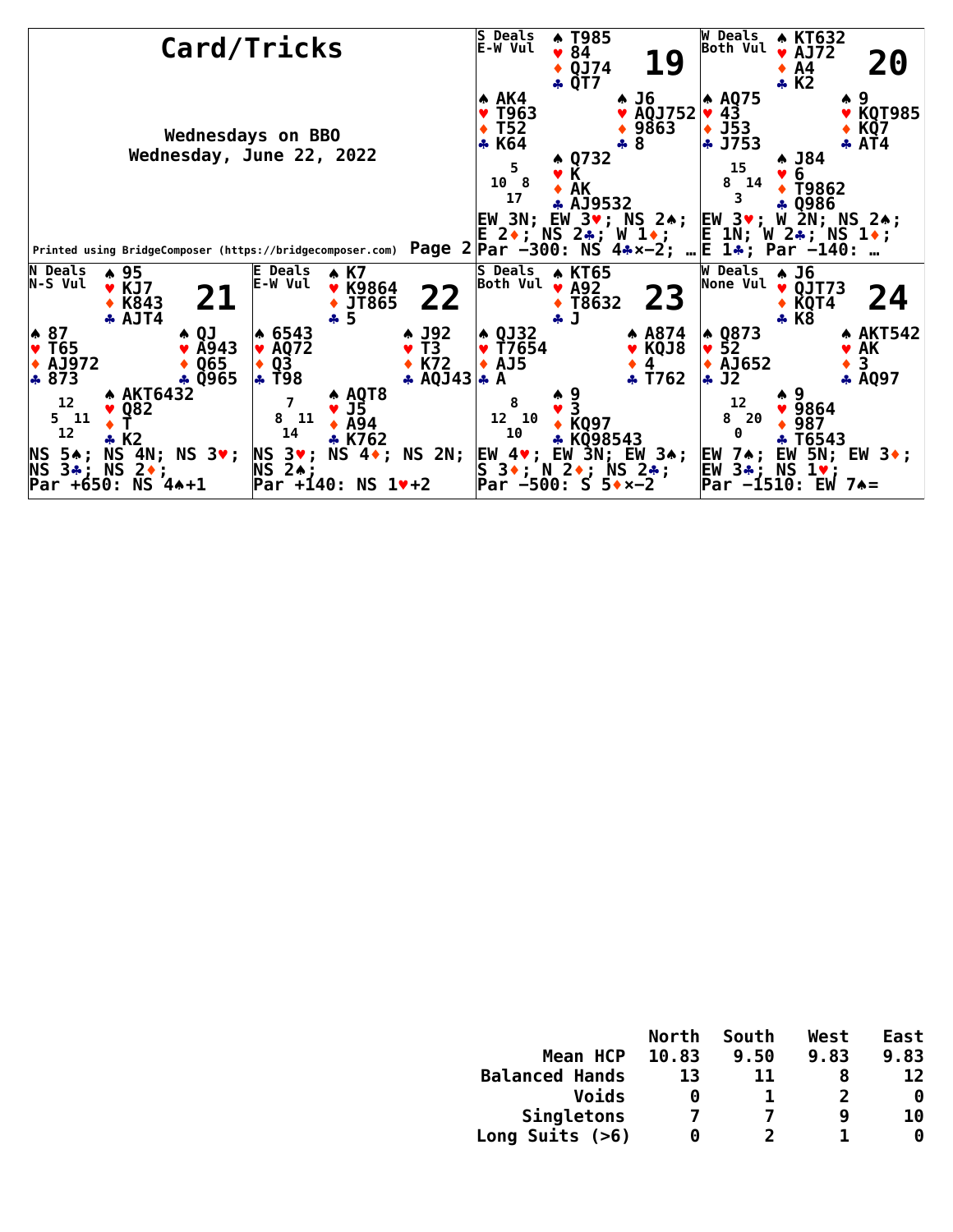# Card/Tricks

Wednesdays on BBO
Wednesday, June 22, 2022

Printed using BridgeComposer (https://bridgecomposer.com)

## Board 19

S Deals, E-W Vul

North: ♠ T985 ♥ 84 ♦ QJ74 ♣ QT7
West: ♠ AK4 ♥ T963 ♦ T52 ♣ K64
East: ♠ J6 ♥ AQJ752 ♦ 9863 ♣ 8
South: ♠ Q732 ♥ K ♦ AK ♣ AJ9532

HCP: N 5, W 10, E 8, S 17

EW 3N; EW 3♥; NS 2♠; E 2♦; NS 2♣; W 1♦;
Par −300: NS 4♣×−2; …

## Board 20

W Deals, Both Vul

North: ♠ KT632 ♥ AJ72 ♦ A4 ♣ K2
West: ♠ AQ75 ♥ 43 ♦ J53 ♣ J753
East: ♠ 9 ♥ KQT985 ♦ KQ7 ♣ AT4
South: ♠ J84 ♥ 6 ♦ T9862 ♣ Q986

HCP: N 15, W 8, E 14, S 3

EW 3♥; W 2N; NS 2♠; E 1N; W 2♣; NS 1♦;
E 1♣; Par −140: …

## Board 21

N Deals, N-S Vul

North: ♠ 95 ♥ KJ7 ♦ K843 ♣ AJT4
West: ♠ 87 ♥ T65 ♦ AJ972 ♣ 873
East: ♠ QJ ♥ A943 ♦ Q65 ♣ Q965
South: ♠ AKT6432 ♥ Q82 ♦ T ♣ K2

HCP: N 12, W 5, E 11, S 12

NS 5♠; NS 4N; NS 3♥; NS 3♣; NS 2♦;
Par +650: NS 4♠+1

## Board 22

E Deals, E-W Vul

North: ♠ K7 ♥ K9864 ♦ JT865 ♣ 5
West: ♠ 6543 ♥ AQ72 ♦ Q3 ♣ T98
East: ♠ J92 ♥ T3 ♦ K72 ♣ AQJ43
South: ♠ AQT8 ♥ J5 ♦ A94 ♣ K762

HCP: N 7, W 8, E 11, S 14

NS 3♥; NS 4♦; NS 2N; NS 2♠;
Par +140: NS 1♥+2

## Board 23

S Deals, Both Vul

North: ♠ KT65 ♥ A92 ♦ T8632 ♣ J
West: ♠ QJ32 ♥ T7654 ♦ AJ5 ♣ A
East: ♠ A874 ♥ KQJ8 ♦ 4 ♣ T762
South: ♠ 9 ♥ 3 ♦ KQ97 ♣ KQ98543

HCP: N 8, W 12, E 10, S 10

EW 4♥; EW 3N; EW 3♠; S 3♦; N 2♦; NS 2♣;
Par −500: S 5♦×−2

## Board 24

W Deals, None Vul

North: ♠ J6 ♥ QJT73 ♦ KQT4 ♣ K8
West: ♠ Q873 ♥ 52 ♦ AJ652 ♣ J2
East: ♠ AKT542 ♥ AK ♦ 3 ♣ AQ97
South: ♠ 9 ♥ 9864 ♦ 987 ♣ T6543

HCP: N 12, W 8, E 20, S 0

EW 7♠; EW 5N; EW 3♦; EW 3♣; NS 1♥;
Par −1510: EW 7♠=

| | North | South | West | East |
|---|---|---|---|---|
| Mean HCP | 10.83 | 9.50 | 9.83 | 9.83 |
| Balanced Hands | 13 | 11 | 8 | 12 |
| Voids | 0 | 1 | 2 | 0 |
| Singletons | 7 | 7 | 9 | 10 |
| Long Suits (>6) | 0 | 2 | 1 | 0 |